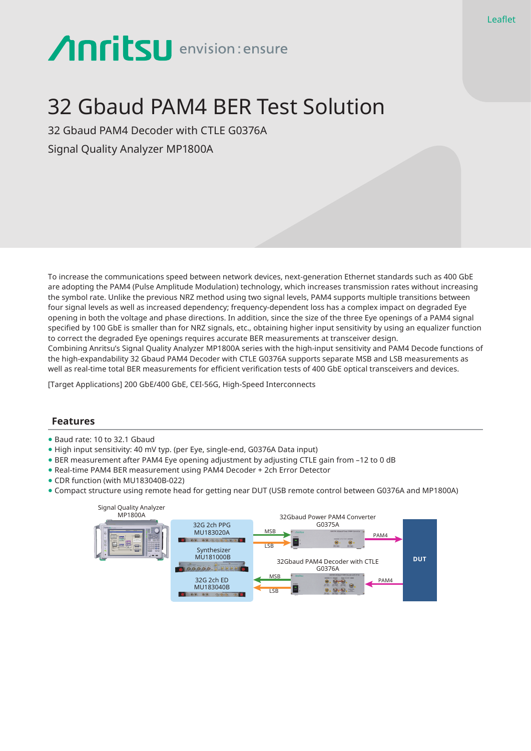Leaflet

Anritsu envision : ensure

# 32 Gbaud PAM4 BER Test Solution

32 Gbaud PAM4 Decoder with CTLE G0376A

Signal Quality Analyzer MP1800A

To increase the communications speed between network devices, next-generation Ethernet standards such as 400 GbE are adopting the PAM4 (Pulse Amplitude Modulation) technology, which increases transmission rates without increasing the symbol rate. Unlike the previous NRZ method using two signal levels, PAM4 supports multiple transitions between four signal levels as well as increased dependency; frequency-dependent loss has a complex impact on degraded Eye opening in both the voltage and phase directions. In addition, since the size of the three Eye openings of a PAM4 signal specified by 100 GbE is smaller than for NRZ signals, etc., obtaining higher input sensitivity by using an equalizer function to correct the degraded Eye openings requires accurate BER measurements at transceiver design.
Combining Anritsu's Signal Quality Analyzer MP1800A series with the high-input sensitivity and PAM4 Decode functions of the high-expandability 32 Gbaud PAM4 Decoder with CTLE G0376A supports separate MSB and LSB measurements as well as real-time total BER measurements for efficient verification tests of 400 GbE optical transceivers and devices.

[Target Applications] 200 GbE/400 GbE, CEI-56G, High-Speed Interconnects

## Features

- Baud rate: 10 to 32.1 Gbaud
- High input sensitivity: 40 mV typ. (per Eye, single-end, G0376A Data input)
- BER measurement after PAM4 Eye opening adjustment by adjusting CTLE gain from –12 to 0 dB
- Real-time PAM4 BER measurement using PAM4 Decoder + 2ch Error Detector
- CDR function (with MU183040B-022)
- Compact structure using remote head for getting near DUT (USB remote control between G0376A and MP1800A)

Signal Quality Analyzer MP1800A

32G 2ch PPG MU183020A

Synthesizer MU181000B

32G 2ch ED MU183040B

32Gbaud Power PAM4 Converter G0375A

32Gbaud PAM4 Decoder with CTLE G0376A

MSB

LSB

PAM4

DUT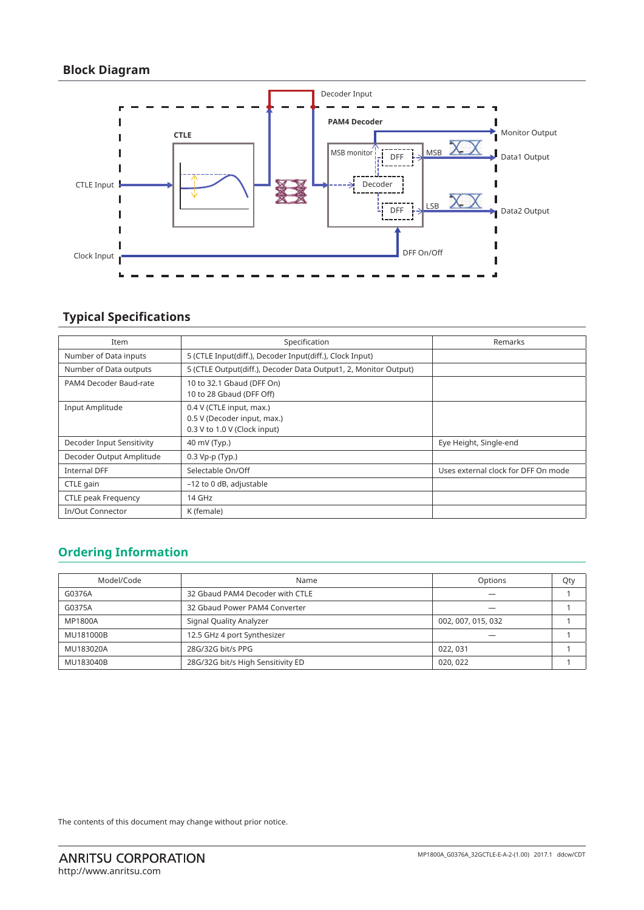## Block Diagram

Decoder Input

PAM4 Decoder

CTLE

Monitor Output

MSB monitor

DFF

MSB

Data1 Output

CTLE Input

Decoder

DFF

LSB

Data2 Output

Clock Input

DFF On/Off

## Typical Specifications

| Item | Specification | Remarks |
|---|---|---|
| Number of Data inputs | 5 (CTLE Input(diff.), Decoder Input(diff.), Clock Input) | |
| Number of Data outputs | 5 (CTLE Output(diff.), Decoder Data Output1, 2, Monitor Output) | |
| PAM4 Decoder Baud-rate | 10 to 32.1 Gbaud (DFF On)<br>10 to 28 Gbaud (DFF Off) | |
| Input Amplitude | 0.4 V (CTLE input, max.)<br>0.5 V (Decoder input, max.)<br>0.3 V to 1.0 V (Clock input) | |
| Decoder Input Sensitivity | 40 mV (Typ.) | Eye Height, Single-end |
| Decoder Output Amplitude | 0.3 Vp-p (Typ.) | |
| Internal DFF | Selectable On/Off | Uses external clock for DFF On mode |
| CTLE gain | −12 to 0 dB, adjustable | |
| CTLE peak Frequency | 14 GHz | |
| In/Out Connector | K (female) | |

## Ordering Information

| Model/Code | Name | Options | Qty |
|---|---|---|---|
| G0376A | 32 Gbaud PAM4 Decoder with CTLE | — | 1 |
| G0375A | 32 Gbaud Power PAM4 Converter | — | 1 |
| MP1800A | Signal Quality Analyzer | 002, 007, 015, 032 | 1 |
| MU181000B | 12.5 GHz 4 port Synthesizer | — | 1 |
| MU183020A | 28G/32G bit/s PPG | 022, 031 | 1 |
| MU183040B | 28G/32G bit/s High Sensitivity ED | 020, 022 | 1 |

The contents of this document may change without prior notice.

ANRITSU CORPORATION
http://www.anritsu.com

MP1800A_G0376A_32GCTLE-E-A-2-(1.00) 2017.1 ddcw/CDT